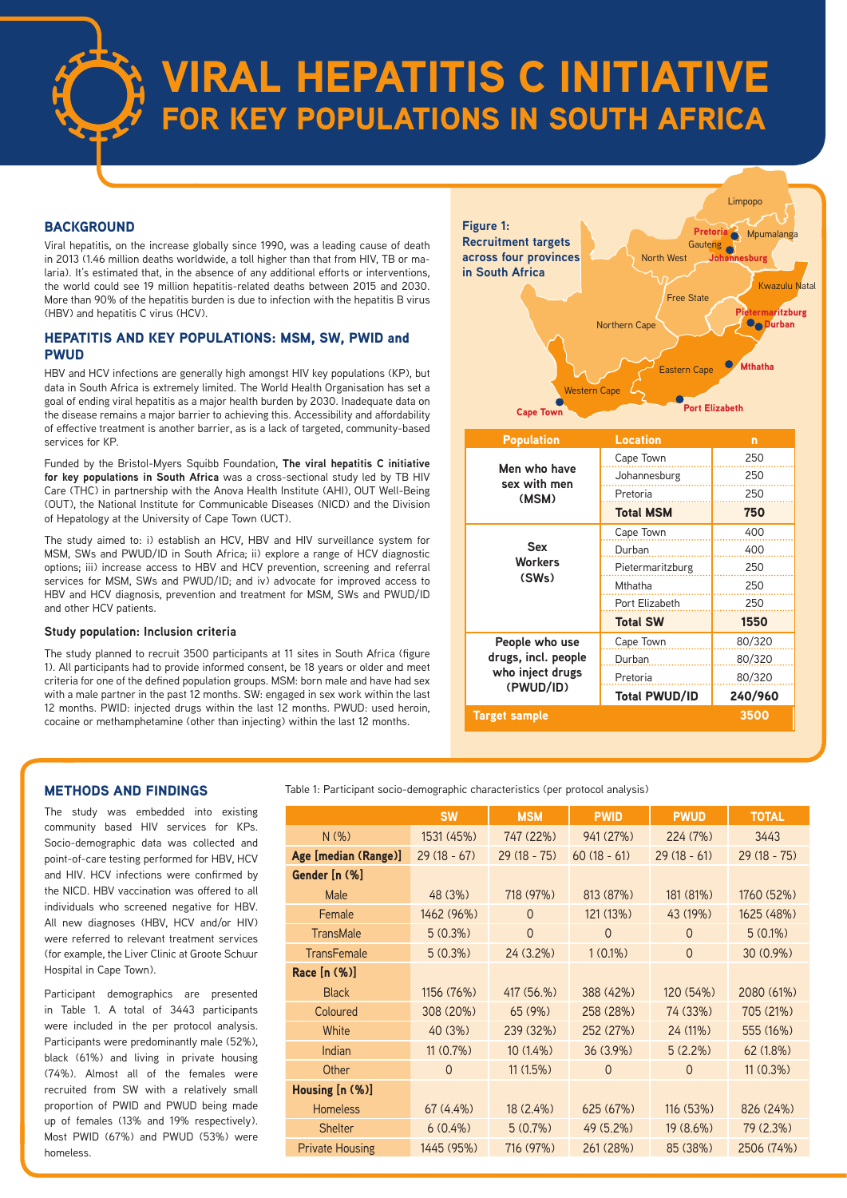# VIRAL HEPATITIS C INITIATIVE
## FOR KEY POPULATIONS IN SOUTH AFRICA

### BACKGROUND

Viral hepatitis, on the increase globally since 1990, was a leading cause of death in 2013 (1.46 million deaths worldwide, a toll higher than that from HIV, TB or malaria). It's estimated that, in the absence of any additional efforts or interventions, the world could see 19 million hepatitis-related deaths between 2015 and 2030. More than 90% of the hepatitis burden is due to infection with the hepatitis B virus (HBV) and hepatitis C virus (HCV).

### HEPATITIS AND KEY POPULATIONS: MSM, SW, PWID and PWUD

HBV and HCV infections are generally high amongst HIV key populations (KP), but data in South Africa is extremely limited. The World Health Organisation has set a goal of ending viral hepatitis as a major health burden by 2030. Inadequate data on the disease remains a major barrier to achieving this. Accessibility and affordability of effective treatment is another barrier, as is a lack of targeted, community-based services for KP.

Funded by the Bristol-Myers Squibb Foundation, **The viral hepatitis C initiative for key populations in South Africa** was a cross-sectional study led by TB HIV Care (THC) in partnership with the Anova Health Institute (AHI), OUT Well-Being (OUT), the National Institute for Communicable Diseases (NICD) and the Division of Hepatology at the University of Cape Town (UCT).

The study aimed to: i) establish an HCV, HBV and HIV surveillance system for MSM, SWs and PWUD/ID in South Africa; ii) explore a range of HCV diagnostic options; iii) increase access to HBV and HCV prevention, screening and referral services for MSM, SWs and PWUD/ID; and iv) advocate for improved access to HBV and HCV diagnosis, prevention and treatment for MSM, SWs and PWUD/ID and other HCV patients.

#### Study population: Inclusion criteria

The study planned to recruit 3500 participants at 11 sites in South Africa (figure 1). All participants had to provide informed consent, be 18 years or older and meet criteria for one of the defined population groups. MSM: born male and have had sex with a male partner in the past 12 months. SW: engaged in sex work within the last 12 months. PWID: injected drugs within the last 12 months. PWUD: used heroin, cocaine or methamphetamine (other than injecting) within the last 12 months.

**Figure 1: Recruitment targets across four provinces in South Africa**

| Population | Location | n |
|---|---|---|
| Men who have sex with men (MSM) | Cape Town | 250 |
| | Johannesburg | 250 |
| | Pretoria | 250 |
| | **Total MSM** | **750** |
| Sex Workers (SWs) | Cape Town | 400 |
| | Durban | 400 |
| | Pietermaritzburg | 250 |
| | Mthatha | 250 |
| | Port Elizabeth | 250 |
| | **Total SW** | **1550** |
| People who use drugs, incl. people who inject drugs (PWUD/ID) | Cape Town | 80/320 |
| | Durban | 80/320 |
| | Pretoria | 80/320 |
| | **Total PWUD/ID** | **240/960** |
| **Target sample** | | **3500** |

### METHODS AND FINDINGS

The study was embedded into existing community based HIV services for KPs. Socio-demographic data was collected and point-of-care testing performed for HBV, HCV and HIV. HCV infections were confirmed by the NICD. HBV vaccination was offered to all individuals who screened negative for HBV. All new diagnoses (HBV, HCV and/or HIV) were referred to relevant treatment services (for example, the Liver Clinic at Groote Schuur Hospital in Cape Town).

Participant demographics are presented in Table 1. A total of 3443 participants were included in the per protocol analysis. Participants were predominantly male (52%), black (61%) and living in private housing (74%). Almost all of the females were recruited from SW with a relatively small proportion of PWID and PWUD being made up of females (13% and 19% respectively). Most PWID (67%) and PWUD (53%) were homeless.

Table 1: Participant socio-demographic characteristics (per protocol analysis)

| | SW | MSM | PWID | PWUD | TOTAL |
|---|---|---|---|---|---|
| N (%) | 1531 (45%) | 747 (22%) | 941 (27%) | 224 (7%) | 3443 |
| **Age [median (Range)]** | 29 (18 - 67) | 29 (18 - 75) | 60 (18 - 61) | 29 (18 - 61) | 29 (18 - 75) |
| **Gender [n (%]** | | | | | |
| Male | 48 (3%) | 718 (97%) | 813 (87%) | 181 (81%) | 1760 (52%) |
| Female | 1462 (96%) | 0 | 121 (13%) | 43 (19%) | 1625 (48%) |
| TransMale | 5 (0.3%) | 0 | 0 | 0 | 5 (0.1%) |
| TransFemale | 5 (0.3%) | 24 (3.2%) | 1 (0.1%) | 0 | 30 (0.9%) |
| **Race [n (%)]** | | | | | |
| Black | 1156 (76%) | 417 (56.%) | 388 (42%) | 120 (54%) | 2080 (61%) |
| Coloured | 308 (20%) | 65 (9%) | 258 (28%) | 74 (33%) | 705 (21%) |
| White | 40 (3%) | 239 (32%) | 252 (27%) | 24 (11%) | 555 (16%) |
| Indian | 11 (0.7%) | 10 (1.4%) | 36 (3.9%) | 5 (2.2%) | 62 (1.8%) |
| Other | 0 | 11 (1.5%) | 0 | 0 | 11 (0.3%) |
| **Housing [n (%)]** | | | | | |
| Homeless | 67 (4.4%) | 18 (2.4%) | 625 (67%) | 116 (53%) | 826 (24%) |
| Shelter | 6 (0.4%) | 5 (0.7%) | 49 (5.2%) | 19 (8.6%) | 79 (2.3%) |
| Private Housing | 1445 (95%) | 716 (97%) | 261 (28%) | 85 (38%) | 2506 (74%) |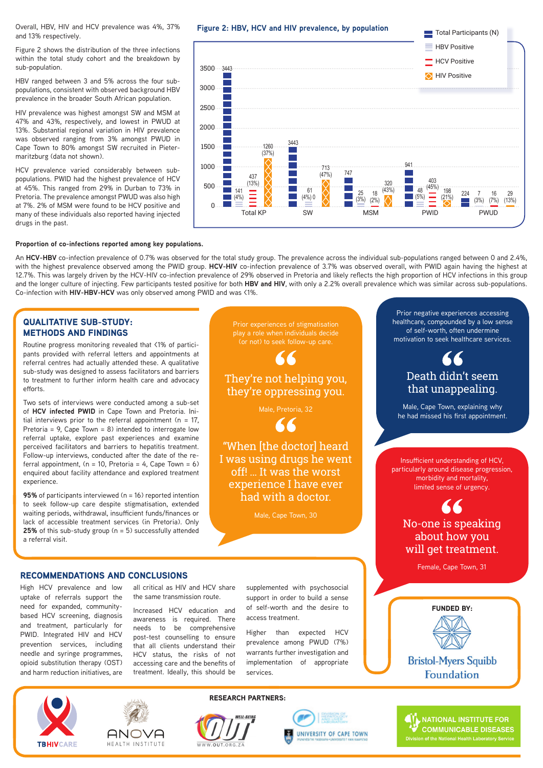Overall, HBV, HIV and HCV prevalence was 4%, 37% and 13% respectively.

Figure 2 shows the distribution of the three infections within the total study cohort and the breakdown by sub-population.

HBV ranged between 3 and 5% across the four sub-populations, consistent with observed background HBV prevalence in the broader South African population.

HIV prevalence was highest amongst SW and MSM at 47% and 43%, respectively, and lowest in PWUD at 13%. Substantial regional variation in HIV prevalence was observed ranging from 3% amongst PWUD in Cape Town to 80% amongst SW recruited in Pietermaritzburg (data not shown).

HCV prevalence varied considerably between sub-populations. PWID had the highest prevalence of HCV at 45%. This ranged from 29% in Durban to 73% in Pretoria. The prevalence amongst PWUD was also high at 7%. 2% of MSM were found to be HCV positive and many of these individuals also reported having injected drugs in the past.

**Figure 2: HBV, HCV and HIV prevalence, by population**

Total Participants (N)
HBV Positive
HCV Positive
HIV Positive

3500
3000
2500
2000
1500
1000
500
0

Total KP: 3443; 141 (4%); 437 (13%); 1260 (37%)
SW: 3443; 61 (4%); 0; 713 (47%)
MSM: 747; 25 (3%); 18 (2%); 320 (43%)
PWID: 941; 48 (5%); 403 (45%); 198 (21%)
PWUD: 224; 7 (3%); 16 (7%); 29 (13%)

**Proportion of co-infections reported among key populations.**

An **HCV-HBV** co-infection prevalence of 0.7% was observed for the total study group. The prevalence across the individual sub-populations ranged between 0 and 2.4%, with the highest prevalence observed among the PWID group. **HCV-HIV** co-infection prevalence of 3.7% was observed overall, with PWID again having the highest at 12.7%. This was largely driven by the HCV-HIV co-infection prevalence of 29% observed in Pretoria and likely reflects the high proportion of HCV infections in this group and the longer culture of injecting. Few participants tested positive for both **HBV and HIV**, with only a 2.2% overall prevalence which was similar across sub-populations. Co-infection with **HIV-HBV-HCV** was only observed among PWID and was <1%.

## QUALITATIVE SUB-STUDY: METHODS AND FINDINGS

Routine progress monitoring revealed that <1% of participants provided with referral letters and appointments at referral centres had actually attended these. A qualitative sub-study was designed to assess facilitators and barriers to treatment to further inform health care and advocacy efforts.

Two sets of interviews were conducted among a sub-set of **HCV infected PWID** in Cape Town and Pretoria. Initial interviews prior to the referral appointment (n = 17, Pretoria = 9, Cape Town = 8) intended to interrogate low referral uptake, explore past experiences and examine perceived facilitators and barriers to hepatitis treatment. Follow-up interviews, conducted after the date of the referral appointment, (n = 10, Pretoria = 4, Cape Town = 6) enquired about facility attendance and explored treatment experience.

**95%** of participants interviewed (n = 16) reported intention to seek follow-up care despite stigmatisation, extended waiting periods, withdrawal, insufficient funds/finances or lack of accessible treatment services (in Pretoria). Only **25%** of this sub-study group (n = 5) successfully attended a referral visit.

Prior experiences of stigmatisation play a role when individuals decide (or not) to seek follow-up care.

> They're not helping you, they're oppressing you.
>
> Male, Pretoria, 32

> "When [the doctor] heard I was using drugs he went off! ... It was the worst experience I have ever had with a doctor.
>
> Male, Cape Town, 30

Prior negative experiences accessing healthcare, compounded by a low sense of self-worth, often undermine motivation to seek healthcare services.

> Death didn't seem that unappealing.
>
> Male, Cape Town, explaining why he had missed his first appointment.

Insufficient understanding of HCV, particularly around disease progression, morbidity and mortality, limited sense of urgency.

> No-one is speaking about how you will get treatment.
>
> Female, Cape Town, 31

## RECOMMENDATIONS AND CONCLUSIONS

High HCV prevalence and low uptake of referrals support the need for expanded, community-based HCV screening, diagnosis and treatment, particularly for PWID. Integrated HIV and HCV prevention services, including needle and syringe programmes, opioid substitution therapy (OST) and harm reduction initiatives, are all critical as HIV and HCV share the same transmission route.

Increased HCV education and awareness is required. There needs to be comprehensive post-test counselling to ensure that all clients understand their HCV status, the risks of not accessing care and the benefits of treatment. Ideally, this should be supplemented with psychosocial support in order to build a sense of self-worth and the desire to access treatment.

Higher than expected HCV prevalence among PWUD (7%) warrants further investigation and implementation of appropriate services.

**FUNDED BY:**

Bristol-Myers Squibb Foundation

**RESEARCH PARTNERS:**

TBHIVCARE
ANOVA HEALTH INSTITUTE
OUT WELL-BEING WWW.OUT.ORG.ZA
UNIVERSITY OF CAPE TOWN
NATIONAL INSTITUTE FOR COMMUNICABLE DISEASES Division of the National Health Laboratory Service